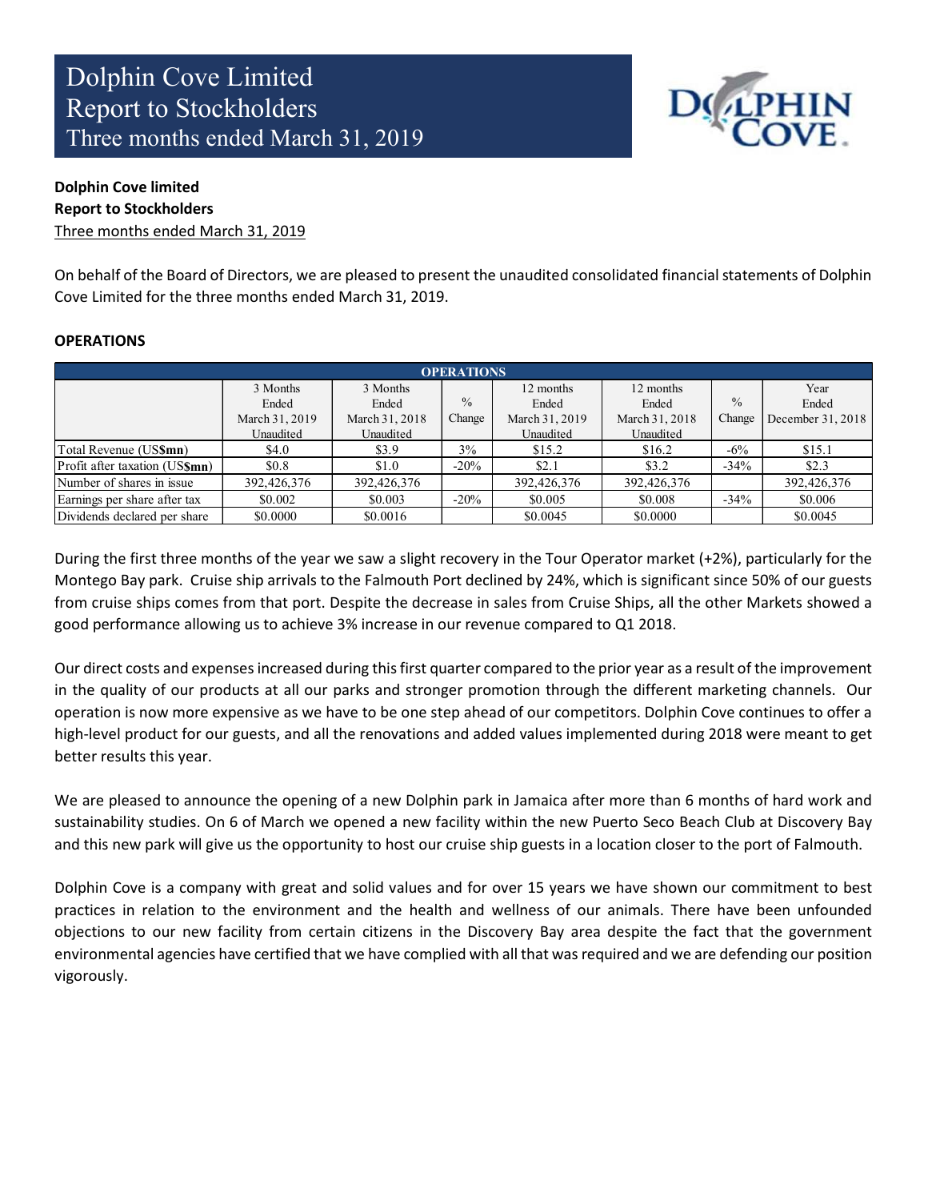# Dolphin Cove Limited
# Report to Stockholders
# Three months ended March 31, 2019

**Dolphin Cove limited**
**Report to Stockholders**
Three months ended March 31, 2019

On behalf of the Board of Directors, we are pleased to present the unaudited consolidated financial statements of Dolphin Cove Limited for the three months ended March 31, 2019.

**OPERATIONS**

| OPERATIONS | | | | | | | |
|---|---|---|---|---|---|---|---|
| | 3 Months Ended March 31, 2019 Unaudited | 3 Months Ended March 31, 2018 Unaudited | % Change | 12 months Ended March 31, 2019 Unaudited | 12 months Ended March 31, 2018 Unaudited | % Change | Year Ended December 31, 2018 |
| Total Revenue (US$mn) | $4.0 | $3.9 | 3% | $15.2 | $16.2 | -6% | $15.1 |
| Profit after taxation (US$mn) | $0.8 | $1.0 | -20% | $2.1 | $3.2 | -34% | $2.3 |
| Number of shares in issue | 392,426,376 | 392,426,376 | | 392,426,376 | 392,426,376 | | 392,426,376 |
| Earnings per share after tax | $0.002 | $0.003 | -20% | $0.005 | $0.008 | -34% | $0.006 |
| Dividends declared per share | $0.0000 | $0.0016 | | $0.0045 | $0.0000 | | $0.0045 |

During the first three months of the year we saw a slight recovery in the Tour Operator market (+2%), particularly for the Montego Bay park. Cruise ship arrivals to the Falmouth Port declined by 24%, which is significant since 50% of our guests from cruise ships comes from that port. Despite the decrease in sales from Cruise Ships, all the other Markets showed a good performance allowing us to achieve 3% increase in our revenue compared to Q1 2018.

Our direct costs and expenses increased during this first quarter compared to the prior year as a result of the improvement in the quality of our products at all our parks and stronger promotion through the different marketing channels. Our operation is now more expensive as we have to be one step ahead of our competitors. Dolphin Cove continues to offer a high-level product for our guests, and all the renovations and added values implemented during 2018 were meant to get better results this year.

We are pleased to announce the opening of a new Dolphin park in Jamaica after more than 6 months of hard work and sustainability studies. On 6 of March we opened a new facility within the new Puerto Seco Beach Club at Discovery Bay and this new park will give us the opportunity to host our cruise ship guests in a location closer to the port of Falmouth.

Dolphin Cove is a company with great and solid values and for over 15 years we have shown our commitment to best practices in relation to the environment and the health and wellness of our animals. There have been unfounded objections to our new facility from certain citizens in the Discovery Bay area despite the fact that the government environmental agencies have certified that we have complied with all that was required and we are defending our position vigorously.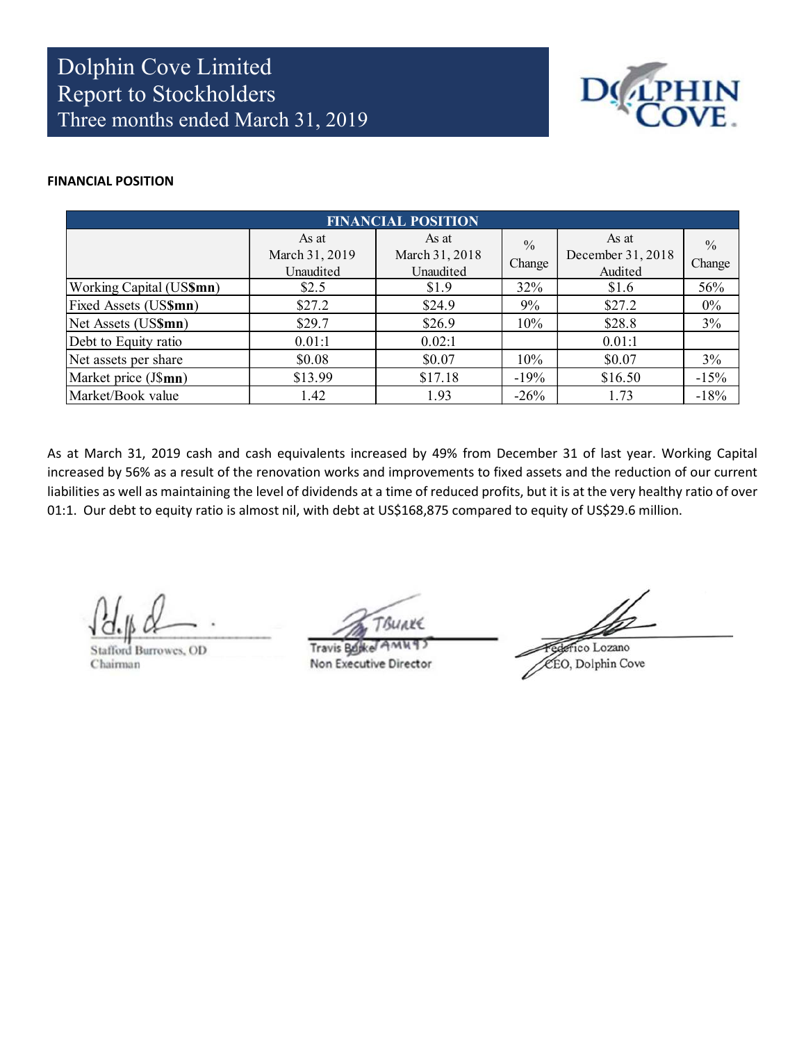# Dolphin Cove Limited
# Report to Stockholders
# Three months ended March 31, 2019

**FINANCIAL POSITION**

| FINANCIAL POSITION | | | | | |
|---|---|---|---|---|---|
| | As at March 31, 2019 Unaudited | As at March 31, 2018 Unaudited | % Change | As at December 31, 2018 Audited | % Change |
| Working Capital (US$**mn**) | $2.5 | $1.9 | 32% | $1.6 | 56% |
| Fixed Assets (US$**mn**) | $27.2 | $24.9 | 9% | $27.2 | 0% |
| Net Assets (US$**mn**) | $29.7 | $26.9 | 10% | $28.8 | 3% |
| Debt to Equity ratio | 0.01:1 | 0.02:1 | | 0.01:1 | |
| Net assets per share | $0.08 | $0.07 | 10% | $0.07 | 3% |
| Market price (J$**mn**) | $13.99 | $17.18 | -19% | $16.50 | -15% |
| Market/Book value | 1.42 | 1.93 | -26% | 1.73 | -18% |

As at March 31, 2019 cash and cash equivalents increased by 49% from December 31 of last year. Working Capital increased by 56% as a result of the renovation works and improvements to fixed assets and the reduction of our current liabilities as well as maintaining the level of dividends at a time of reduced profits, but it is at the very healthy ratio of over 01:1. Our debt to equity ratio is almost nil, with debt at US$168,875 compared to equity of US$29.6 million.

Stafford Burrowes, OD
Chairman

Travis Burke
Non Executive Director

Federico Lozano
CEO, Dolphin Cove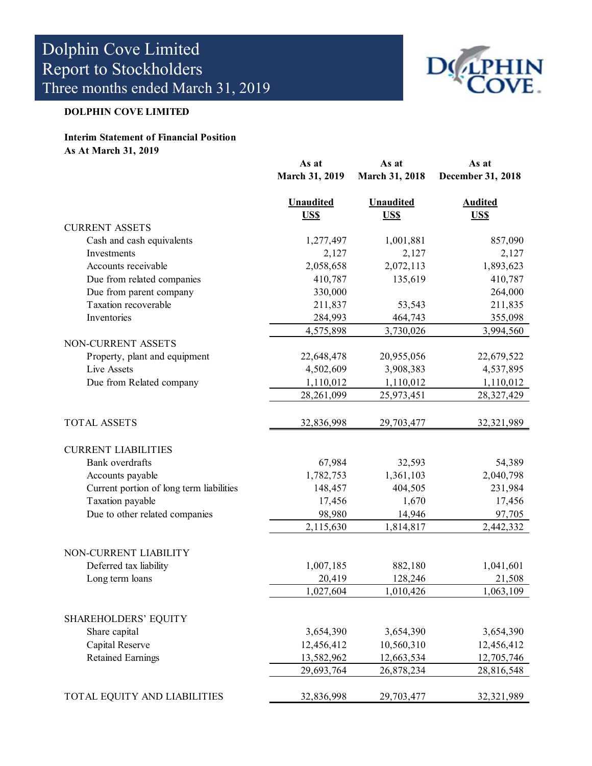# Dolphin Cove Limited
## Report to Stockholders
## Three months ended March 31, 2019

**DOLPHIN COVE LIMITED**

**Interim Statement of Financial Position**
**As At March 31, 2019**

| | As at March 31, 2019 | As at March 31, 2018 | As at December 31, 2018 |
|---|---|---|---|
| | Unaudited US$ | Unaudited US$ | Audited US$ |
| CURRENT ASSETS | | | |
| Cash and cash equivalents | 1,277,497 | 1,001,881 | 857,090 |
| Investments | 2,127 | 2,127 | 2,127 |
| Accounts receivable | 2,058,658 | 2,072,113 | 1,893,623 |
| Due from related companies | 410,787 | 135,619 | 410,787 |
| Due from parent company | 330,000 | | 264,000 |
| Taxation recoverable | 211,837 | 53,543 | 211,835 |
| Inventories | 284,993 | 464,743 | 355,098 |
| | 4,575,898 | 3,730,026 | 3,994,560 |
| NON-CURRENT ASSETS | | | |
| Property, plant and equipment | 22,648,478 | 20,955,056 | 22,679,522 |
| Live Assets | 4,502,609 | 3,908,383 | 4,537,895 |
| Due from Related company | 1,110,012 | 1,110,012 | 1,110,012 |
| | 28,261,099 | 25,973,451 | 28,327,429 |
| TOTAL ASSETS | 32,836,998 | 29,703,477 | 32,321,989 |
| CURRENT LIABILITIES | | | |
| Bank overdrafts | 67,984 | 32,593 | 54,389 |
| Accounts payable | 1,782,753 | 1,361,103 | 2,040,798 |
| Current portion of long term liabilities | 148,457 | 404,505 | 231,984 |
| Taxation payable | 17,456 | 1,670 | 17,456 |
| Due to other related companies | 98,980 | 14,946 | 97,705 |
| | 2,115,630 | 1,814,817 | 2,442,332 |
| NON-CURRENT LIABILITY | | | |
| Deferred tax liability | 1,007,185 | 882,180 | 1,041,601 |
| Long term loans | 20,419 | 128,246 | 21,508 |
| | 1,027,604 | 1,010,426 | 1,063,109 |
| SHAREHOLDERS' EQUITY | | | |
| Share capital | 3,654,390 | 3,654,390 | 3,654,390 |
| Capital Reserve | 12,456,412 | 10,560,310 | 12,456,412 |
| Retained Earnings | 13,582,962 | 12,663,534 | 12,705,746 |
| | 29,693,764 | 26,878,234 | 28,816,548 |
| TOTAL EQUITY AND LIABILITIES | 32,836,998 | 29,703,477 | 32,321,989 |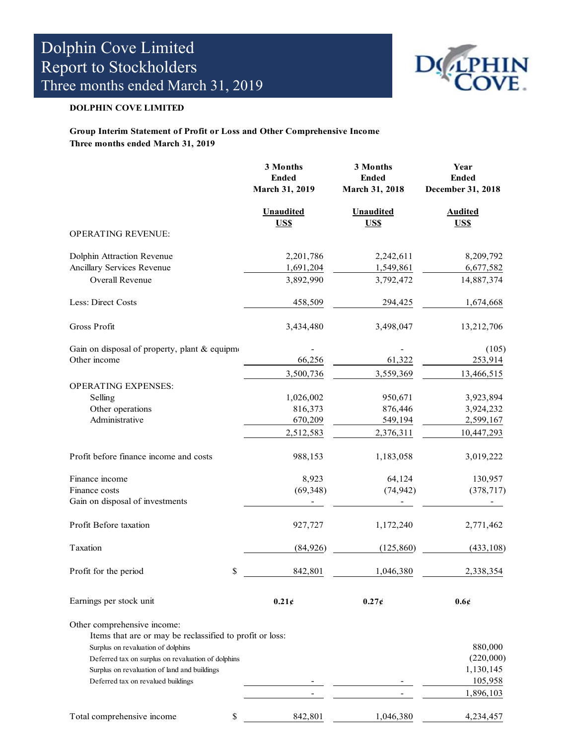# Dolphin Cove Limited
## Report to Stockholders
## Three months ended March 31, 2019

**DOLPHIN COVE LIMITED**

**Group Interim Statement of Profit or Loss and Other Comprehensive Income**
**Three months ended March 31, 2019**

| | 3 Months Ended March 31, 2019 | 3 Months Ended March 31, 2018 | Year Ended December 31, 2018 |
|---|---|---|---|
| | **Unaudited** **US$** | **Unaudited** **US$** | **Audited** **US$** |
| OPERATING REVENUE: | | | |
| Dolphin Attraction Revenue | 2,201,786 | 2,242,611 | 8,209,792 |
| Ancillary Services Revenue | 1,691,204 | 1,549,861 | 6,677,582 |
| Overall Revenue | 3,892,990 | 3,792,472 | 14,887,374 |
| Less: Direct Costs | 458,509 | 294,425 | 1,674,668 |
| Gross Profit | 3,434,480 | 3,498,047 | 13,212,706 |
| Gain on disposal of property, plant & equipm | - | - | (105) |
| Other income | 66,256 | 61,322 | 253,914 |
| | 3,500,736 | 3,559,369 | 13,466,515 |
| OPERATING EXPENSES: | | | |
| Selling | 1,026,002 | 950,671 | 3,923,894 |
| Other operations | 816,373 | 876,446 | 3,924,232 |
| Administrative | 670,209 | 549,194 | 2,599,167 |
| | 2,512,583 | 2,376,311 | 10,447,293 |
| Profit before finance income and costs | 988,153 | 1,183,058 | 3,019,222 |
| Finance income | 8,923 | 64,124 | 130,957 |
| Finance costs | (69,348) | (74,942) | (378,717) |
| Gain on disposal of investments | - | - | - |
| Profit Before taxation | 927,727 | 1,172,240 | 2,771,462 |
| Taxation | (84,926) | (125,860) | (433,108) |
| Profit for the period | $ 842,801 | 1,046,380 | 2,338,354 |
| Earnings per stock unit | **0.21¢** | **0.27¢** | **0.6¢** |
| Other comprehensive income: | | | |
| Items that are or may be reclassified to profit or loss: | | | |
| Surplus on revaluation of dolphins | | | 880,000 |
| Deferred tax on surplus on revaluation of dolphins | | | (220,000) |
| Surplus on revaluation of land and buildings | | | 1,130,145 |
| Deferred tax on revalued buildings | - | - | 105,958 |
| | - | - | 1,896,103 |
| Total comprehensive income | $ 842,801 | 1,046,380 | 4,234,457 |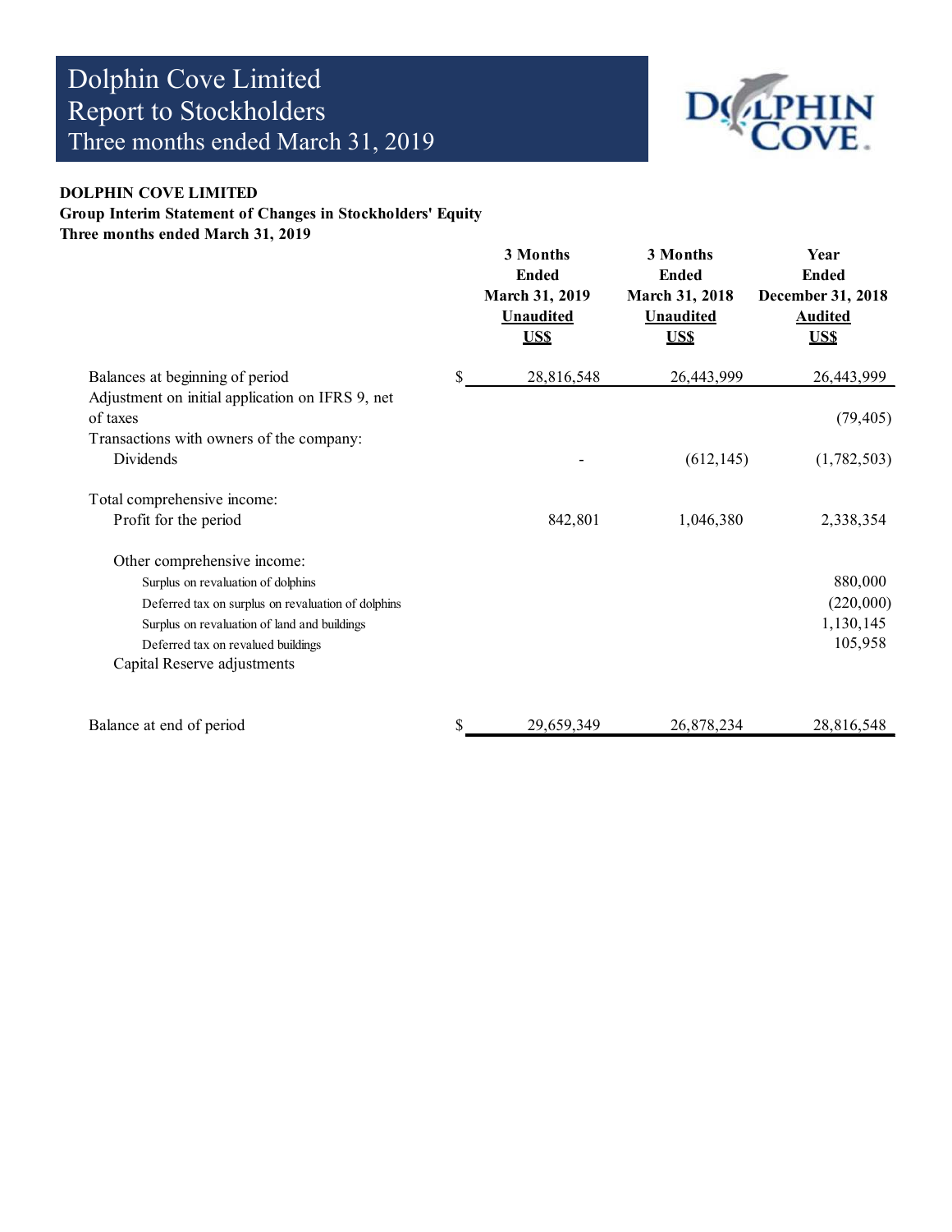# Dolphin Cove Limited
# Report to Stockholders
# Three months ended March 31, 2019

**DOLPHIN COVE LIMITED**
**Group Interim Statement of Changes in Stockholders' Equity**
**Three months ended March 31, 2019**

| | 3 Months Ended March 31, 2019 Unaudited US$ | 3 Months Ended March 31, 2018 Unaudited US$ | Year Ended December 31, 2018 Audited US$ |
|---|---|---|---|
| Balances at beginning of period | $ 28,816,548 | 26,443,999 | 26,443,999 |
| Adjustment on initial application on IFRS 9, net of taxes | | | (79,405) |
| Transactions with owners of the company: | | | |
| Dividends | - | (612,145) | (1,782,503) |
| Total comprehensive income: | | | |
| Profit for the period | 842,801 | 1,046,380 | 2,338,354 |
| Other comprehensive income: | | | |
| Surplus on revaluation of dolphins | | | 880,000 |
| Deferred tax on surplus on revaluation of dolphins | | | (220,000) |
| Surplus on revaluation of land and buildings | | | 1,130,145 |
| Deferred tax on revalued buildings | | | 105,958 |
| Capital Reserve adjustments | | | |
| Balance at end of period | $ 29,659,349 | 26,878,234 | 28,816,548 |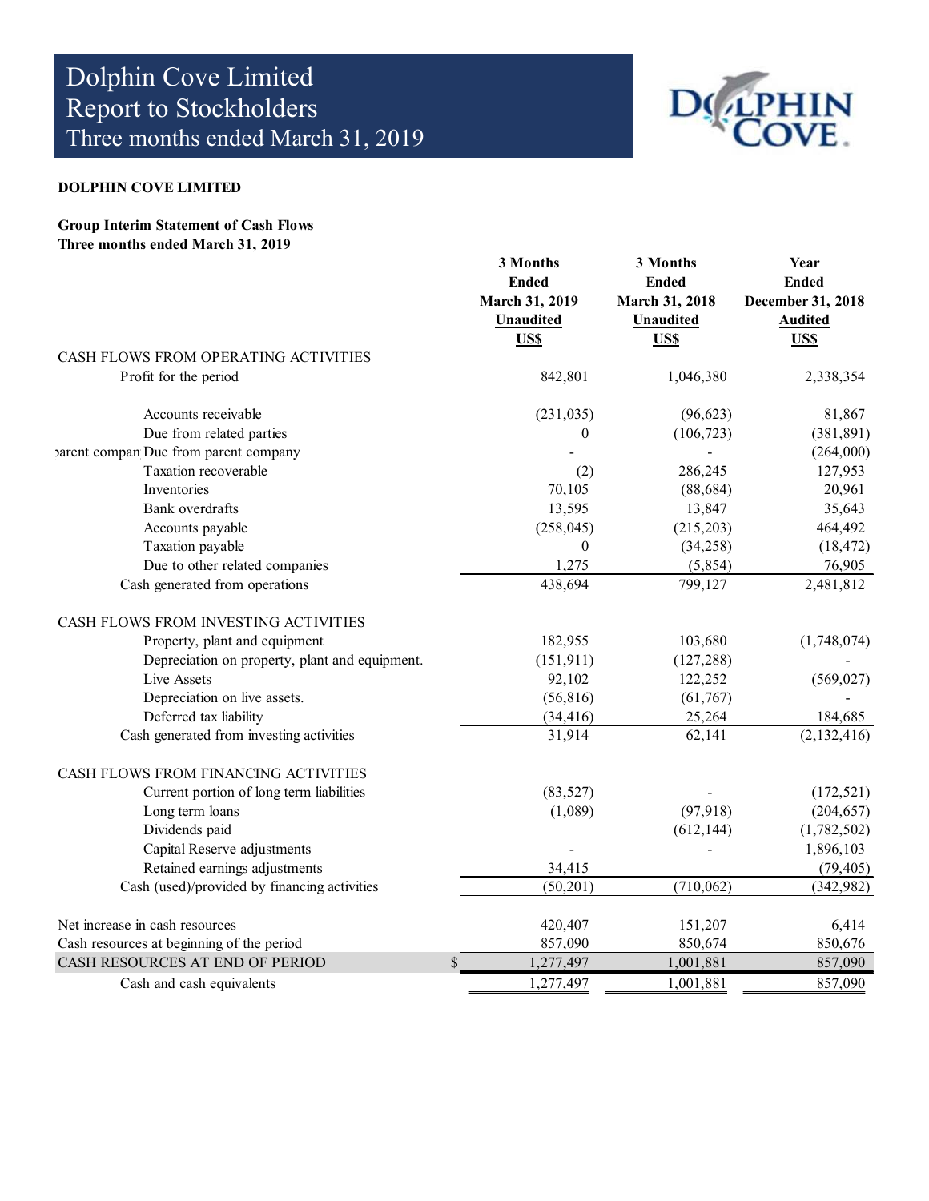# Dolphin Cove Limited
# Report to Stockholders
# Three months ended March 31, 2019

**DOLPHIN COVE LIMITED**

**Group Interim Statement of Cash Flows**
**Three months ended March 31, 2019**

| | 3 Months Ended March 31, 2019 Unaudited US$ | 3 Months Ended March 31, 2018 Unaudited US$ | Year Ended December 31, 2018 Audited US$ |
|---|---|---|---|
| CASH FLOWS FROM OPERATING ACTIVITIES | | | |
| Profit for the period | 842,801 | 1,046,380 | 2,338,354 |
| Accounts receivable | (231,035) | (96,623) | 81,867 |
| Due from related parties | 0 | (106,723) | (381,891) |
| Due from parent company | - | - | (264,000) |
| Taxation recoverable | (2) | 286,245 | 127,953 |
| Inventories | 70,105 | (88,684) | 20,961 |
| Bank overdrafts | 13,595 | 13,847 | 35,643 |
| Accounts payable | (258,045) | (215,203) | 464,492 |
| Taxation payable | 0 | (34,258) | (18,472) |
| Due to other related companies | 1,275 | (5,854) | 76,905 |
| Cash generated from operations | 438,694 | 799,127 | 2,481,812 |
| CASH FLOWS FROM INVESTING ACTIVITIES | | | |
| Property, plant and equipment | 182,955 | 103,680 | (1,748,074) |
| Depreciation on property, plant and equipment. | (151,911) | (127,288) | - |
| Live Assets | 92,102 | 122,252 | (569,027) |
| Depreciation on live assets. | (56,816) | (61,767) | - |
| Deferred tax liability | (34,416) | 25,264 | 184,685 |
| Cash generated from investing activities | 31,914 | 62,141 | (2,132,416) |
| CASH FLOWS FROM FINANCING ACTIVITIES | | | |
| Current portion of long term liabilities | (83,527) | - | (172,521) |
| Long term loans | (1,089) | (97,918) | (204,657) |
| Dividends paid | | (612,144) | (1,782,502) |
| Capital Reserve adjustments | - | - | 1,896,103 |
| Retained earnings adjustments | 34,415 | | (79,405) |
| Cash (used)/provided by financing activities | (50,201) | (710,062) | (342,982) |
| Net increase in cash resources | 420,407 | 151,207 | 6,414 |
| Cash resources at beginning of the period | 857,090 | 850,674 | 850,676 |
| CASH RESOURCES AT END OF PERIOD | $ 1,277,497 | 1,001,881 | 857,090 |
| Cash and cash equivalents | 1,277,497 | 1,001,881 | 857,090 |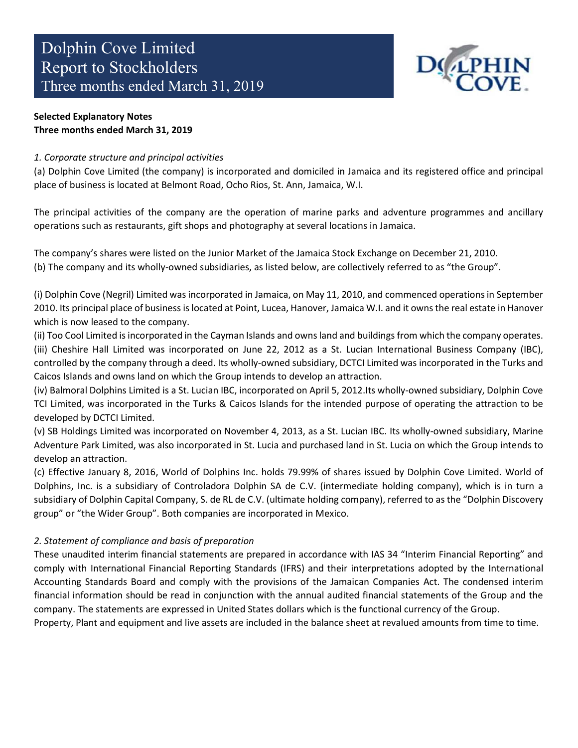# Dolphin Cove Limited
## Report to Stockholders
## Three months ended March 31, 2019

**Selected Explanatory Notes**
**Three months ended March 31, 2019**

*1. Corporate structure and principal activities*

(a) Dolphin Cove Limited (the company) is incorporated and domiciled in Jamaica and its registered office and principal place of business is located at Belmont Road, Ocho Rios, St. Ann, Jamaica, W.I.

The principal activities of the company are the operation of marine parks and adventure programmes and ancillary operations such as restaurants, gift shops and photography at several locations in Jamaica.

The company's shares were listed on the Junior Market of the Jamaica Stock Exchange on December 21, 2010.

(b) The company and its wholly-owned subsidiaries, as listed below, are collectively referred to as "the Group".

(i) Dolphin Cove (Negril) Limited was incorporated in Jamaica, on May 11, 2010, and commenced operations in September 2010. Its principal place of business is located at Point, Lucea, Hanover, Jamaica W.I. and it owns the real estate in Hanover which is now leased to the company.

(ii) Too Cool Limited is incorporated in the Cayman Islands and owns land and buildings from which the company operates.

(iii) Cheshire Hall Limited was incorporated on June 22, 2012 as a St. Lucian International Business Company (IBC), controlled by the company through a deed. Its wholly-owned subsidiary, DCTCI Limited was incorporated in the Turks and Caicos Islands and owns land on which the Group intends to develop an attraction.

(iv) Balmoral Dolphins Limited is a St. Lucian IBC, incorporated on April 5, 2012.Its wholly-owned subsidiary, Dolphin Cove TCI Limited, was incorporated in the Turks & Caicos Islands for the intended purpose of operating the attraction to be developed by DCTCI Limited.

(v) SB Holdings Limited was incorporated on November 4, 2013, as a St. Lucian IBC. Its wholly-owned subsidiary, Marine Adventure Park Limited, was also incorporated in St. Lucia and purchased land in St. Lucia on which the Group intends to develop an attraction.

(c) Effective January 8, 2016, World of Dolphins Inc. holds 79.99% of shares issued by Dolphin Cove Limited. World of Dolphins, Inc. is a subsidiary of Controladora Dolphin SA de C.V. (intermediate holding company), which is in turn a subsidiary of Dolphin Capital Company, S. de RL de C.V. (ultimate holding company), referred to as the "Dolphin Discovery group" or "the Wider Group". Both companies are incorporated in Mexico.

*2. Statement of compliance and basis of preparation*

These unaudited interim financial statements are prepared in accordance with IAS 34 "Interim Financial Reporting" and comply with International Financial Reporting Standards (IFRS) and their interpretations adopted by the International Accounting Standards Board and comply with the provisions of the Jamaican Companies Act. The condensed interim financial information should be read in conjunction with the annual audited financial statements of the Group and the company. The statements are expressed in United States dollars which is the functional currency of the Group.

Property, Plant and equipment and live assets are included in the balance sheet at revalued amounts from time to time.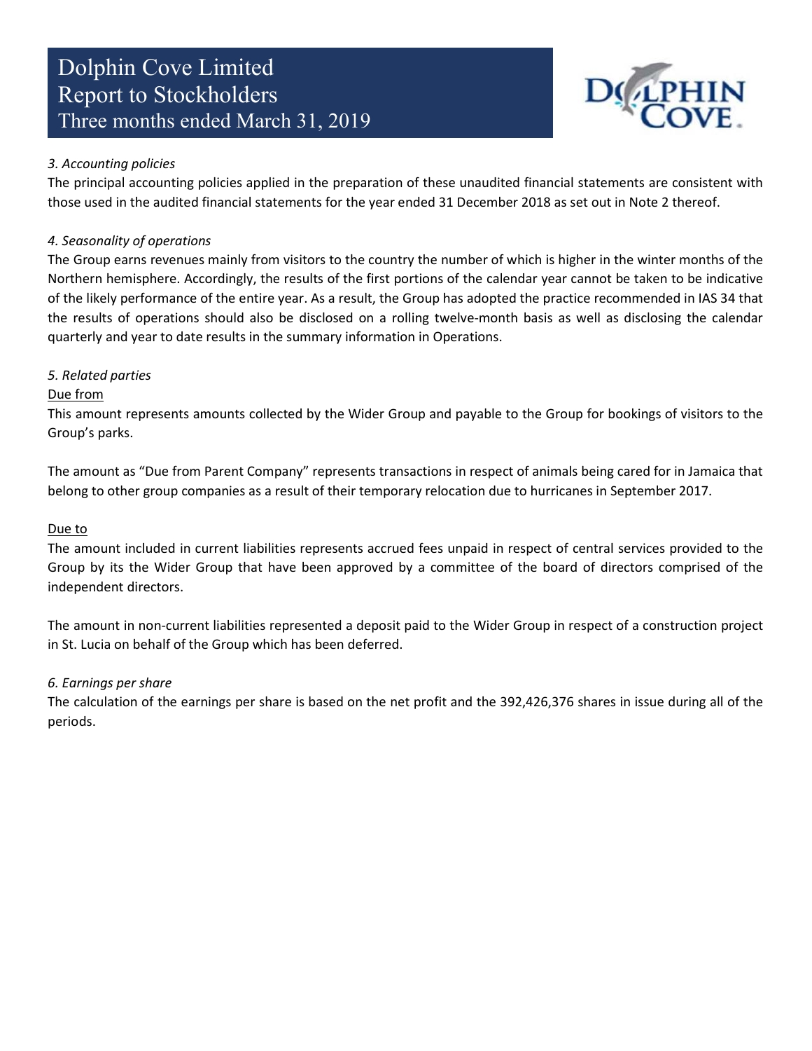*3. Accounting policies*

The principal accounting policies applied in the preparation of these unaudited financial statements are consistent with those used in the audited financial statements for the year ended 31 December 2018 as set out in Note 2 thereof.

*4. Seasonality of operations*

The Group earns revenues mainly from visitors to the country the number of which is higher in the winter months of the Northern hemisphere. Accordingly, the results of the first portions of the calendar year cannot be taken to be indicative of the likely performance of the entire year. As a result, the Group has adopted the practice recommended in IAS 34 that the results of operations should also be disclosed on a rolling twelve-month basis as well as disclosing the calendar quarterly and year to date results in the summary information in Operations.

*5. Related parties*

Due from

This amount represents amounts collected by the Wider Group and payable to the Group for bookings of visitors to the Group's parks.

The amount as "Due from Parent Company" represents transactions in respect of animals being cared for in Jamaica that belong to other group companies as a result of their temporary relocation due to hurricanes in September 2017.

Due to

The amount included in current liabilities represents accrued fees unpaid in respect of central services provided to the Group by its the Wider Group that have been approved by a committee of the board of directors comprised of the independent directors.

The amount in non-current liabilities represented a deposit paid to the Wider Group in respect of a construction project in St. Lucia on behalf of the Group which has been deferred.

*6. Earnings per share*

The calculation of the earnings per share is based on the net profit and the 392,426,376 shares in issue during all of the periods.